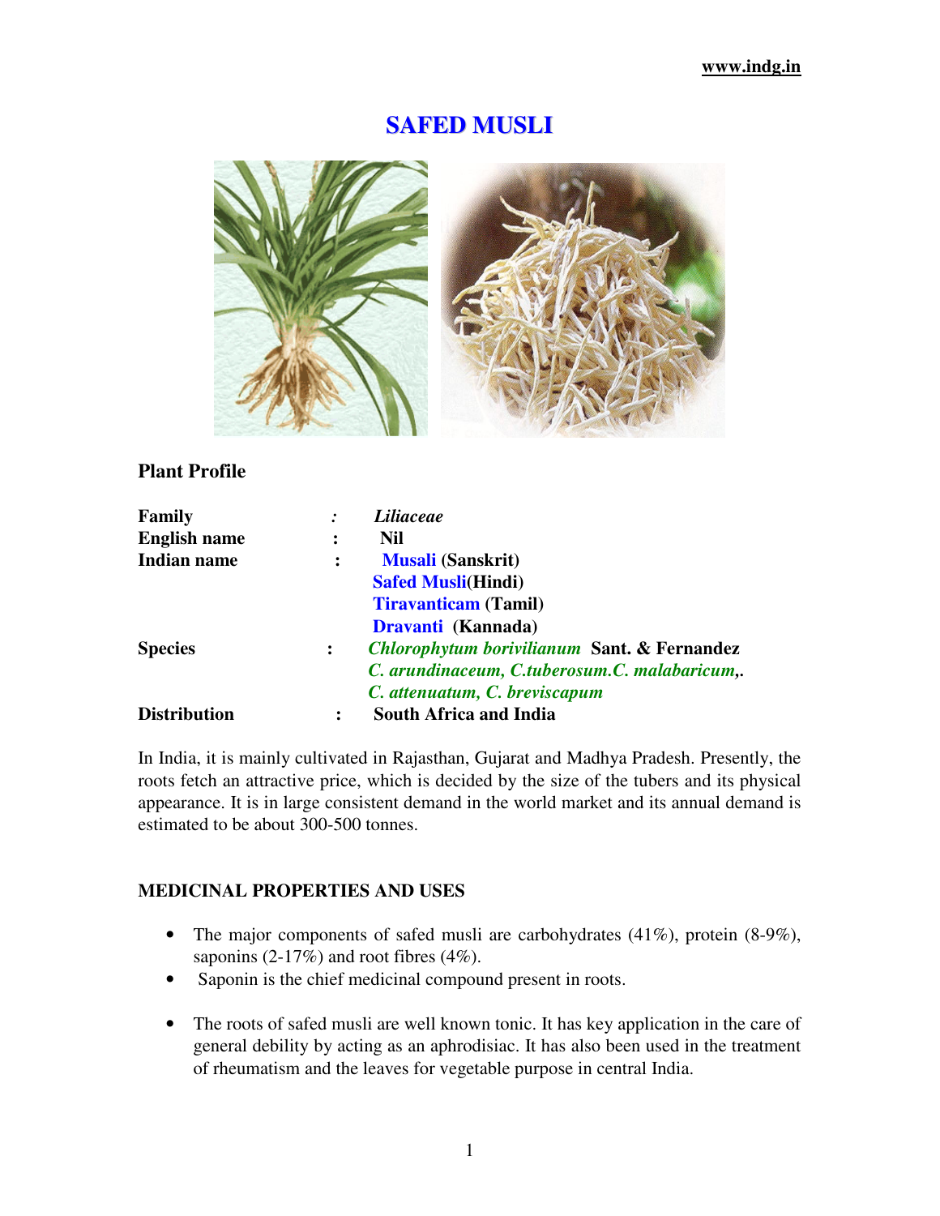# SAFED MUSLI

**Plant Profile**

| | | |
|---|---|---|
| **Family** | : | ***Liliaceae*** |
| **English name** | : | **Nil** |
| **Indian name** | : | **Musali (Sanskrit)** |
| | | **Safed Musli(Hindi)** |
| | | **Tiravanticam (Tamil)** |
| | | **Dravanti (Kannada)** |
| **Species** | : | ***Chlorophytum borivilianum*** **Sant. & Fernandez** |
| | | ***C. arundinaceum, C.tuberosum.C. malabaricum,.*** |
| | | ***C. attenuatum, C. breviscapum*** |
| **Distribution** | : | **South Africa and India** |

In India, it is mainly cultivated in Rajasthan, Gujarat and Madhya Pradesh. Presently, the roots fetch an attractive price, which is decided by the size of the tubers and its physical appearance. It is in large consistent demand in the world market and its annual demand is estimated to be about 300-500 tonnes.

**MEDICINAL PROPERTIES AND USES**

- The major components of safed musli are carbohydrates (41%), protein (8-9%), saponins (2-17%) and root fibres (4%).
- Saponin is the chief medicinal compound present in roots.
- The roots of safed musli are well known tonic. It has key application in the care of general debility by acting as an aphrodisiac. It has also been used in the treatment of rheumatism and the leaves for vegetable purpose in central India.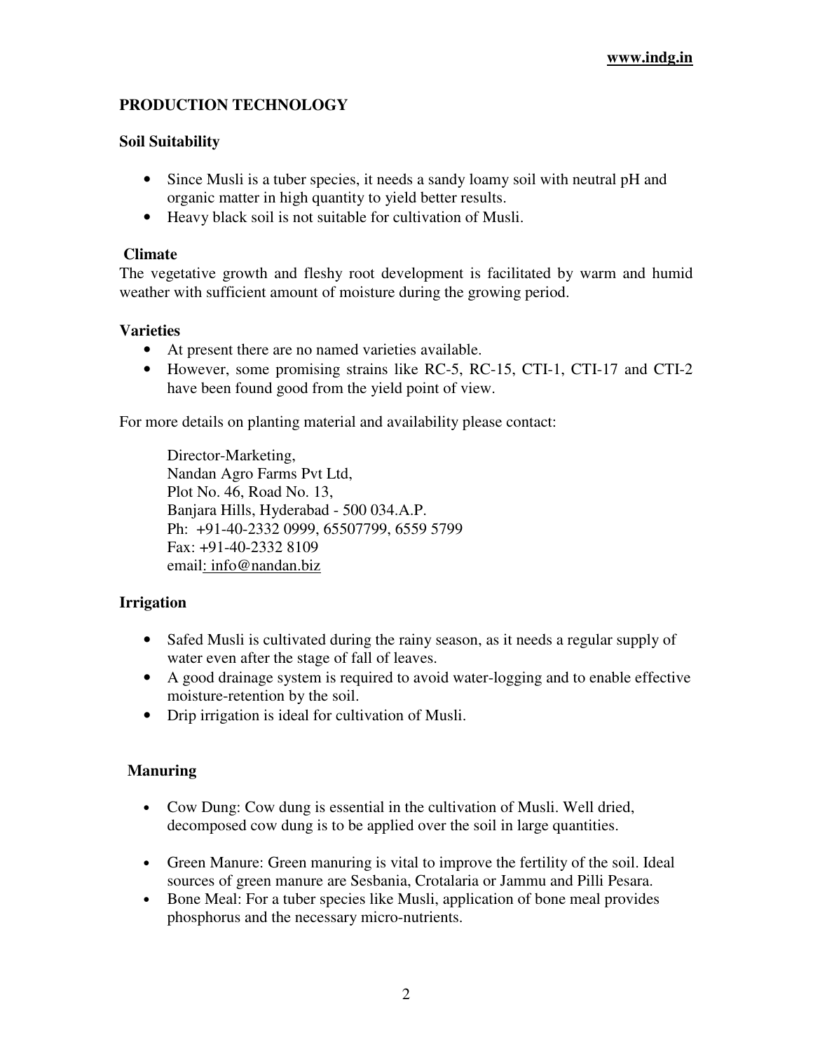## PRODUCTION TECHNOLOGY

### Soil Suitability

- Since Musli is a tuber species, it needs a sandy loamy soil with neutral pH and organic matter in high quantity to yield better results.
- Heavy black soil is not suitable for cultivation of Musli.

### Climate

The vegetative growth and fleshy root development is facilitated by warm and humid weather with sufficient amount of moisture during the growing period.

### Varieties

- At present there are no named varieties available.
- However, some promising strains like RC-5, RC-15, CTI-1, CTI-17 and CTI-2 have been found good from the yield point of view.

For more details on planting material and availability please contact:

Director-Marketing,
Nandan Agro Farms Pvt Ltd,
Plot No. 46, Road No. 13,
Banjara Hills, Hyderabad - 500 034.A.P.
Ph: +91-40-2332 0999, 65507799, 6559 5799
Fax: +91-40-2332 8109
email: info@nandan.biz

### Irrigation

- Safed Musli is cultivated during the rainy season, as it needs a regular supply of water even after the stage of fall of leaves.
- A good drainage system is required to avoid water-logging and to enable effective moisture-retention by the soil.
- Drip irrigation is ideal for cultivation of Musli.

### Manuring

- Cow Dung: Cow dung is essential in the cultivation of Musli. Well dried, decomposed cow dung is to be applied over the soil in large quantities.
- Green Manure: Green manuring is vital to improve the fertility of the soil. Ideal sources of green manure are Sesbania, Crotalaria or Jammu and Pilli Pesara.
- Bone Meal: For a tuber species like Musli, application of bone meal provides phosphorus and the necessary micro-nutrients.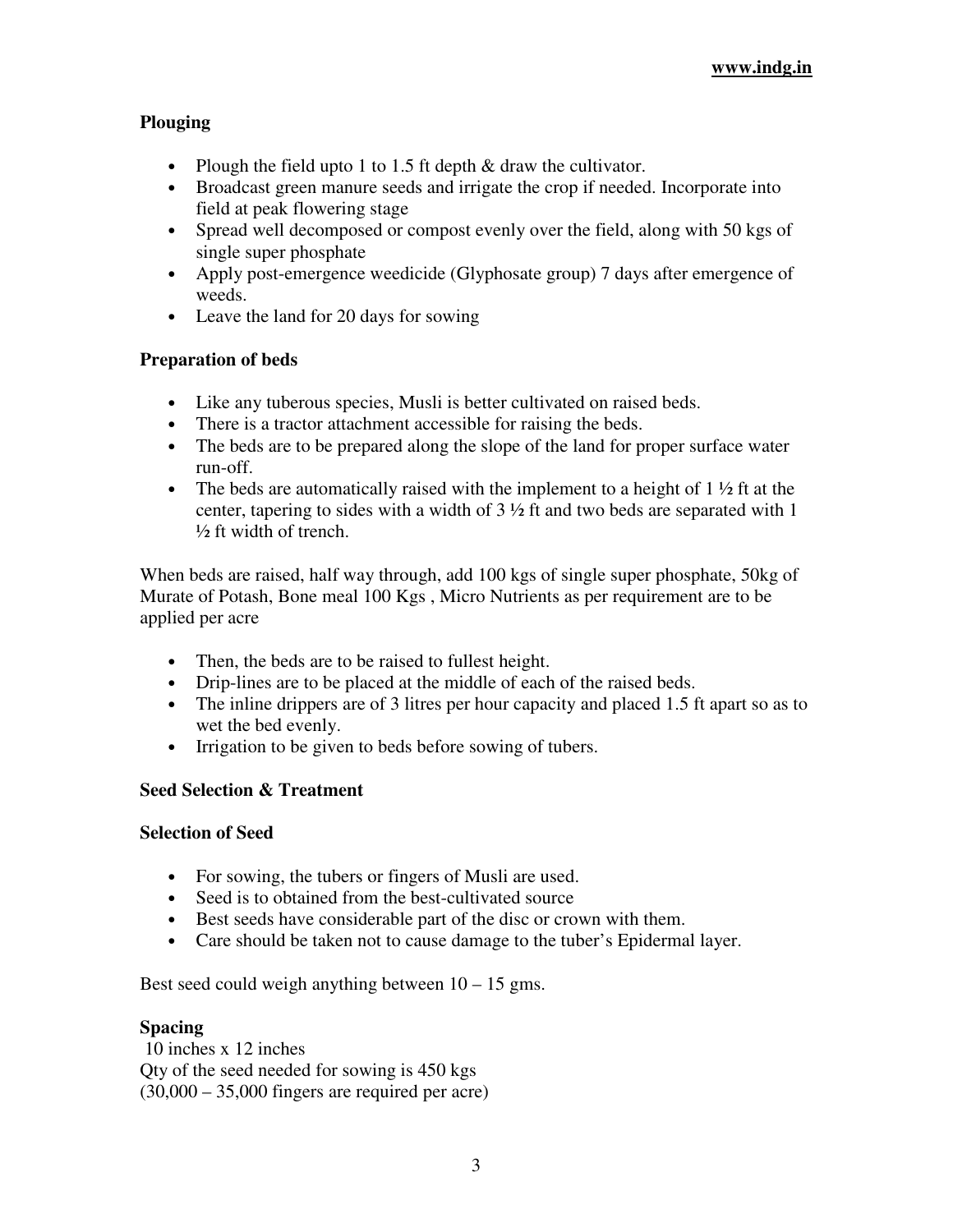### Plouging

- Plough the field upto 1 to 1.5 ft depth & draw the cultivator.
- Broadcast green manure seeds and irrigate the crop if needed. Incorporate into field at peak flowering stage
- Spread well decomposed or compost evenly over the field, along with 50 kgs of single super phosphate
- Apply post-emergence weedicide (Glyphosate group) 7 days after emergence of weeds.
- Leave the land for 20 days for sowing

### Preparation of beds

- Like any tuberous species, Musli is better cultivated on raised beds.
- There is a tractor attachment accessible for raising the beds.
- The beds are to be prepared along the slope of the land for proper surface water run-off.
- The beds are automatically raised with the implement to a height of 1 ½ ft at the center, tapering to sides with a width of 3 ½ ft and two beds are separated with 1 ½ ft width of trench.

When beds are raised, half way through, add 100 kgs of single super phosphate, 50kg of Murate of Potash, Bone meal 100 Kgs , Micro Nutrients as per requirement are to be applied per acre

- Then, the beds are to be raised to fullest height.
- Drip-lines are to be placed at the middle of each of the raised beds.
- The inline drippers are of 3 litres per hour capacity and placed 1.5 ft apart so as to wet the bed evenly.
- Irrigation to be given to beds before sowing of tubers.

### Seed Selection & Treatment

### Selection of Seed

- For sowing, the tubers or fingers of Musli are used.
- Seed is to obtained from the best-cultivated source
- Best seeds have considerable part of the disc or crown with them.
- Care should be taken not to cause damage to the tuber's Epidermal layer.

Best seed could weigh anything between 10 – 15 gms.

### Spacing

10 inches x 12 inches
Qty of the seed needed for sowing is 450 kgs
(30,000 – 35,000 fingers are required per acre)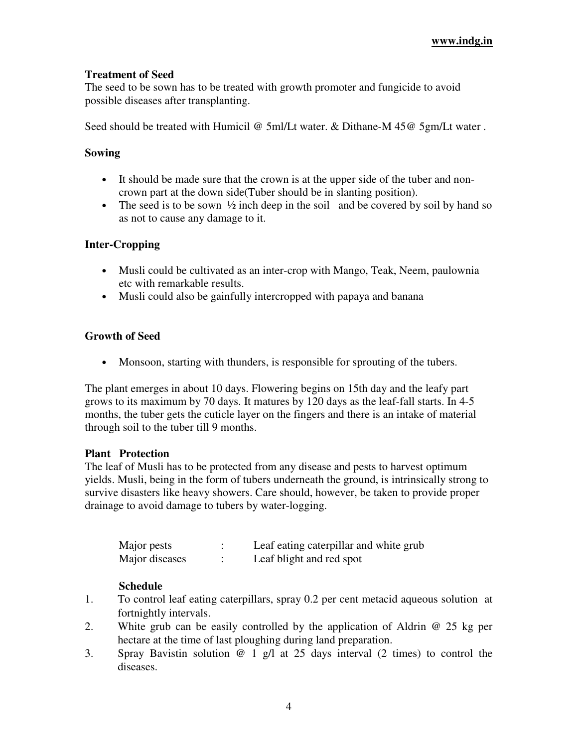**Treatment of Seed**

The seed to be sown has to be treated with growth promoter and fungicide to avoid possible diseases after transplanting.

Seed should be treated with Humicil @ 5ml/Lt water. & Dithane-M 45@ 5gm/Lt water .

**Sowing**

- It should be made sure that the crown is at the upper side of the tuber and non-crown part at the down side(Tuber should be in slanting position).
- The seed is to be sown ½ inch deep in the soil and be covered by soil by hand so as not to cause any damage to it.

**Inter-Cropping**

- Musli could be cultivated as an inter-crop with Mango, Teak, Neem, paulownia etc with remarkable results.
- Musli could also be gainfully intercropped with papaya and banana

**Growth of Seed**

- Monsoon, starting with thunders, is responsible for sprouting of the tubers.

The plant emerges in about 10 days. Flowering begins on 15th day and the leafy part grows to its maximum by 70 days. It matures by 120 days as the leaf-fall starts. In 4-5 months, the tuber gets the cuticle layer on the fingers and there is an intake of material through soil to the tuber till 9 months.

**Plant Protection**

The leaf of Musli has to be protected from any disease and pests to harvest optimum yields. Musli, being in the form of tubers underneath the ground, is intrinsically strong to survive disasters like heavy showers. Care should, however, be taken to provide proper drainage to avoid damage to tubers by water-logging.

| | | |
|---|---|---|
| Major pests | : | Leaf eating caterpillar and white grub |
| Major diseases | : | Leaf blight and red spot |

**Schedule**

1. To control leaf eating caterpillars, spray 0.2 per cent metacid aqueous solution at fortnightly intervals.
2. White grub can be easily controlled by the application of Aldrin @ 25 kg per hectare at the time of last ploughing during land preparation.
3. Spray Bavistin solution @ 1 g/l at 25 days interval (2 times) to control the diseases.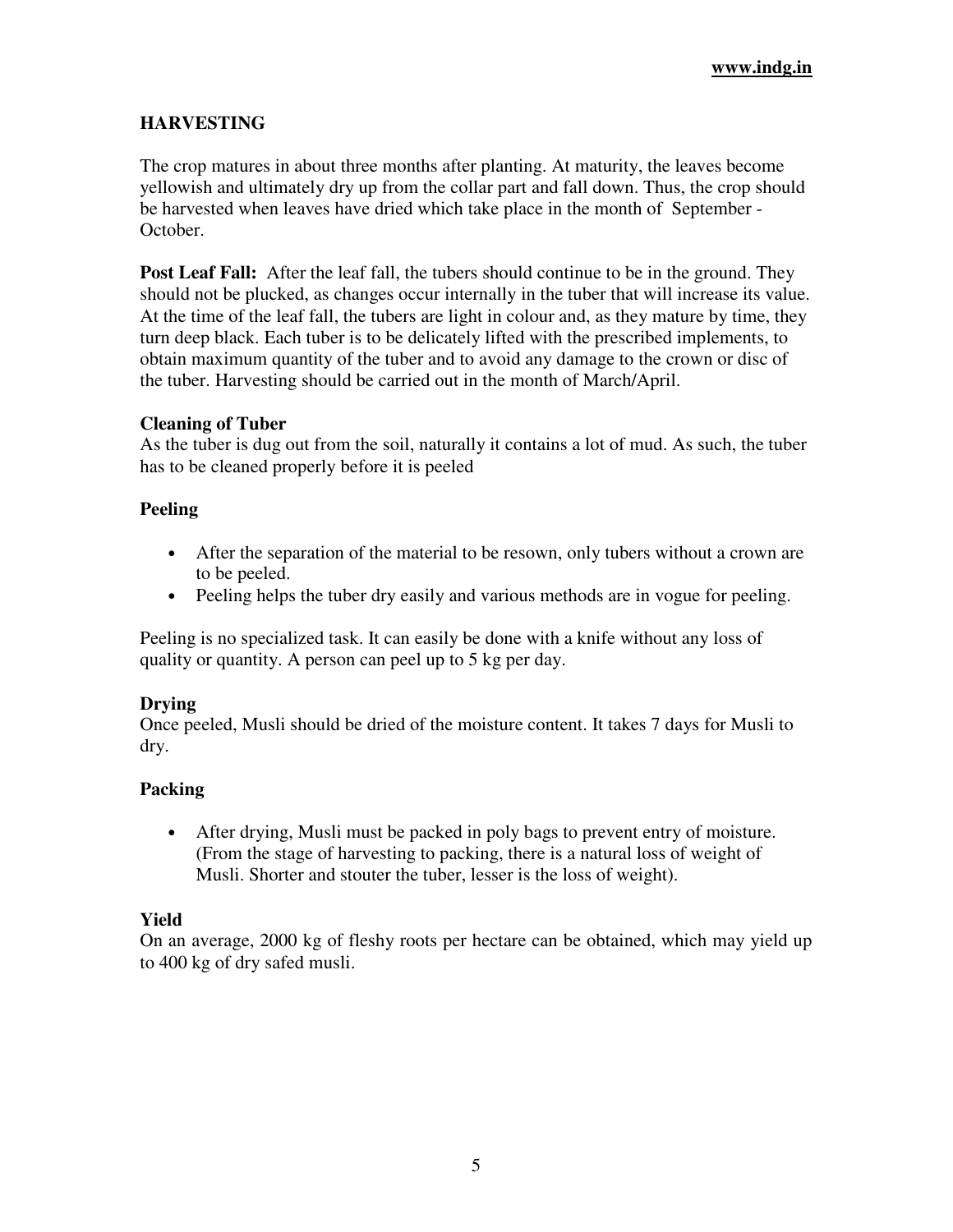## HARVESTING

The crop matures in about three months after planting. At maturity, the leaves become yellowish and ultimately dry up from the collar part and fall down. Thus, the crop should be harvested when leaves have dried which take place in the month of September - October.

**Post Leaf Fall:** After the leaf fall, the tubers should continue to be in the ground. They should not be plucked, as changes occur internally in the tuber that will increase its value. At the time of the leaf fall, the tubers are light in colour and, as they mature by time, they turn deep black. Each tuber is to be delicately lifted with the prescribed implements, to obtain maximum quantity of the tuber and to avoid any damage to the crown or disc of the tuber. Harvesting should be carried out in the month of March/April.

### Cleaning of Tuber

As the tuber is dug out from the soil, naturally it contains a lot of mud. As such, the tuber has to be cleaned properly before it is peeled

### Peeling

- After the separation of the material to be resown, only tubers without a crown are to be peeled.
- Peeling helps the tuber dry easily and various methods are in vogue for peeling.

Peeling is no specialized task. It can easily be done with a knife without any loss of quality or quantity. A person can peel up to 5 kg per day.

### Drying

Once peeled, Musli should be dried of the moisture content. It takes 7 days for Musli to dry.

### Packing

- After drying, Musli must be packed in poly bags to prevent entry of moisture. (From the stage of harvesting to packing, there is a natural loss of weight of Musli. Shorter and stouter the tuber, lesser is the loss of weight).

### Yield

On an average, 2000 kg of fleshy roots per hectare can be obtained, which may yield up to 400 kg of dry safed musli.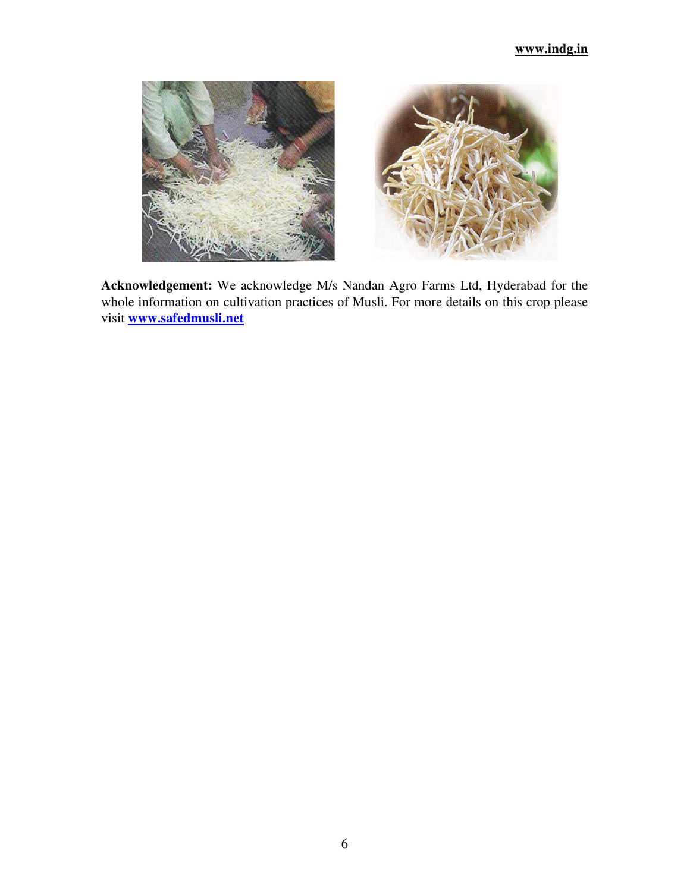**Acknowledgement:** We acknowledge M/s Nandan Agro Farms Ltd, Hyderabad for the whole information on cultivation practices of Musli. For more details on this crop please visit **www.safedmusli.net**